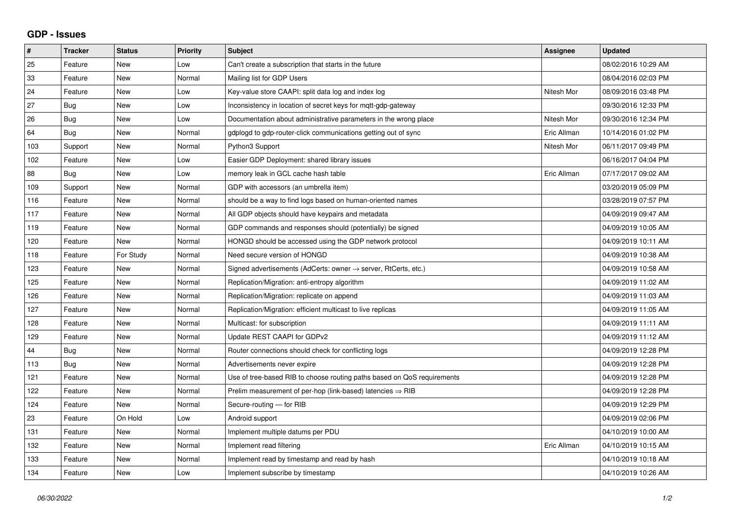# GDP - Issues

| # | Tracker | Status | Priority | Subject | Assignee | Updated |
|---|---|---|---|---|---|---|
| 25 | Feature | New | Low | Can't create a subscription that starts in the future | | 08/02/2016 10:29 AM |
| 33 | Feature | New | Normal | Mailing list for GDP Users | | 08/04/2016 02:03 PM |
| 24 | Feature | New | Low | Key-value store CAAPI: split data log and index log | Nitesh Mor | 08/09/2016 03:48 PM |
| 27 | Bug | New | Low | Inconsistency in location of secret keys for mqtt-gdp-gateway | | 09/30/2016 12:33 PM |
| 26 | Bug | New | Low | Documentation about administrative parameters in the wrong place | Nitesh Mor | 09/30/2016 12:34 PM |
| 64 | Bug | New | Normal | gdplogd to gdp-router-click communications getting out of sync | Eric Allman | 10/14/2016 01:02 PM |
| 103 | Support | New | Normal | Python3 Support | Nitesh Mor | 06/11/2017 09:49 PM |
| 102 | Feature | New | Low | Easier GDP Deployment: shared library issues | | 06/16/2017 04:04 PM |
| 88 | Bug | New | Low | memory leak in GCL cache hash table | Eric Allman | 07/17/2017 09:02 AM |
| 109 | Support | New | Normal | GDP with accessors (an umbrella item) | | 03/20/2019 05:09 PM |
| 116 | Feature | New | Normal | should be a way to find logs based on human-oriented names | | 03/28/2019 07:57 PM |
| 117 | Feature | New | Normal | All GDP objects should have keypairs and metadata | | 04/09/2019 09:47 AM |
| 119 | Feature | New | Normal | GDP commands and responses should (potentially) be signed | | 04/09/2019 10:05 AM |
| 120 | Feature | New | Normal | HONGD should be accessed using the GDP network protocol | | 04/09/2019 10:11 AM |
| 118 | Feature | For Study | Normal | Need secure version of HONGD | | 04/09/2019 10:38 AM |
| 123 | Feature | New | Normal | Signed advertisements (AdCerts: owner → server, RtCerts, etc.) | | 04/09/2019 10:58 AM |
| 125 | Feature | New | Normal | Replication/Migration: anti-entropy algorithm | | 04/09/2019 11:02 AM |
| 126 | Feature | New | Normal | Replication/Migration: replicate on append | | 04/09/2019 11:03 AM |
| 127 | Feature | New | Normal | Replication/Migration: efficient multicast to live replicas | | 04/09/2019 11:05 AM |
| 128 | Feature | New | Normal | Multicast: for subscription | | 04/09/2019 11:11 AM |
| 129 | Feature | New | Normal | Update REST CAAPI for GDPv2 | | 04/09/2019 11:12 AM |
| 44 | Bug | New | Normal | Router connections should check for conflicting logs | | 04/09/2019 12:28 PM |
| 113 | Bug | New | Normal | Advertisements never expire | | 04/09/2019 12:28 PM |
| 121 | Feature | New | Normal | Use of tree-based RIB to choose routing paths based on QoS requirements | | 04/09/2019 12:28 PM |
| 122 | Feature | New | Normal | Prelim measurement of per-hop (link-based) latencies ⇒ RIB | | 04/09/2019 12:28 PM |
| 124 | Feature | New | Normal | Secure-routing — for RIB | | 04/09/2019 12:29 PM |
| 23 | Feature | On Hold | Low | Android support | | 04/09/2019 02:06 PM |
| 131 | Feature | New | Normal | Implement multiple datums per PDU | | 04/10/2019 10:00 AM |
| 132 | Feature | New | Normal | Implement read filtering | Eric Allman | 04/10/2019 10:15 AM |
| 133 | Feature | New | Normal | Implement read by timestamp and read by hash | | 04/10/2019 10:18 AM |
| 134 | Feature | New | Low | Implement subscribe by timestamp | | 04/10/2019 10:26 AM |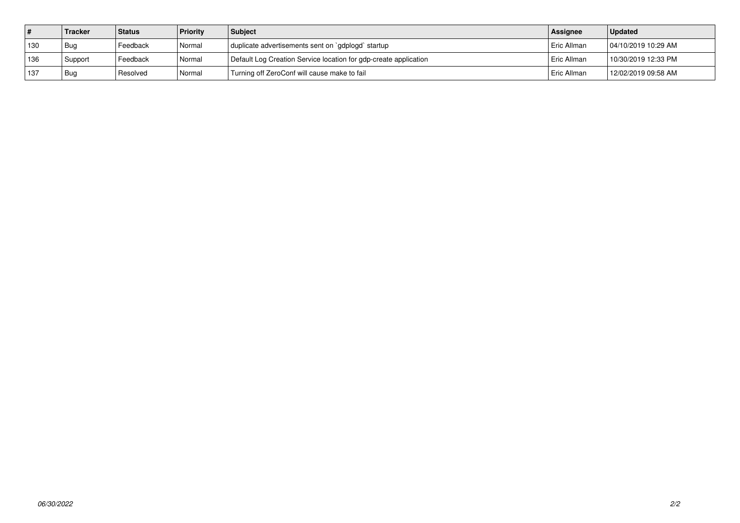| # | Tracker | Status | Priority | Subject | Assignee | Updated |
| --- | --- | --- | --- | --- | --- | --- |
| 130 | Bug | Feedback | Normal | duplicate advertisements sent on `gdplogd` startup | Eric Allman | 04/10/2019 10:29 AM |
| 136 | Support | Feedback | Normal | Default Log Creation Service location for gdp-create application | Eric Allman | 10/30/2019 12:33 PM |
| 137 | Bug | Resolved | Normal | Turning off ZeroConf will cause make to fail | Eric Allman | 12/02/2019 09:58 AM |